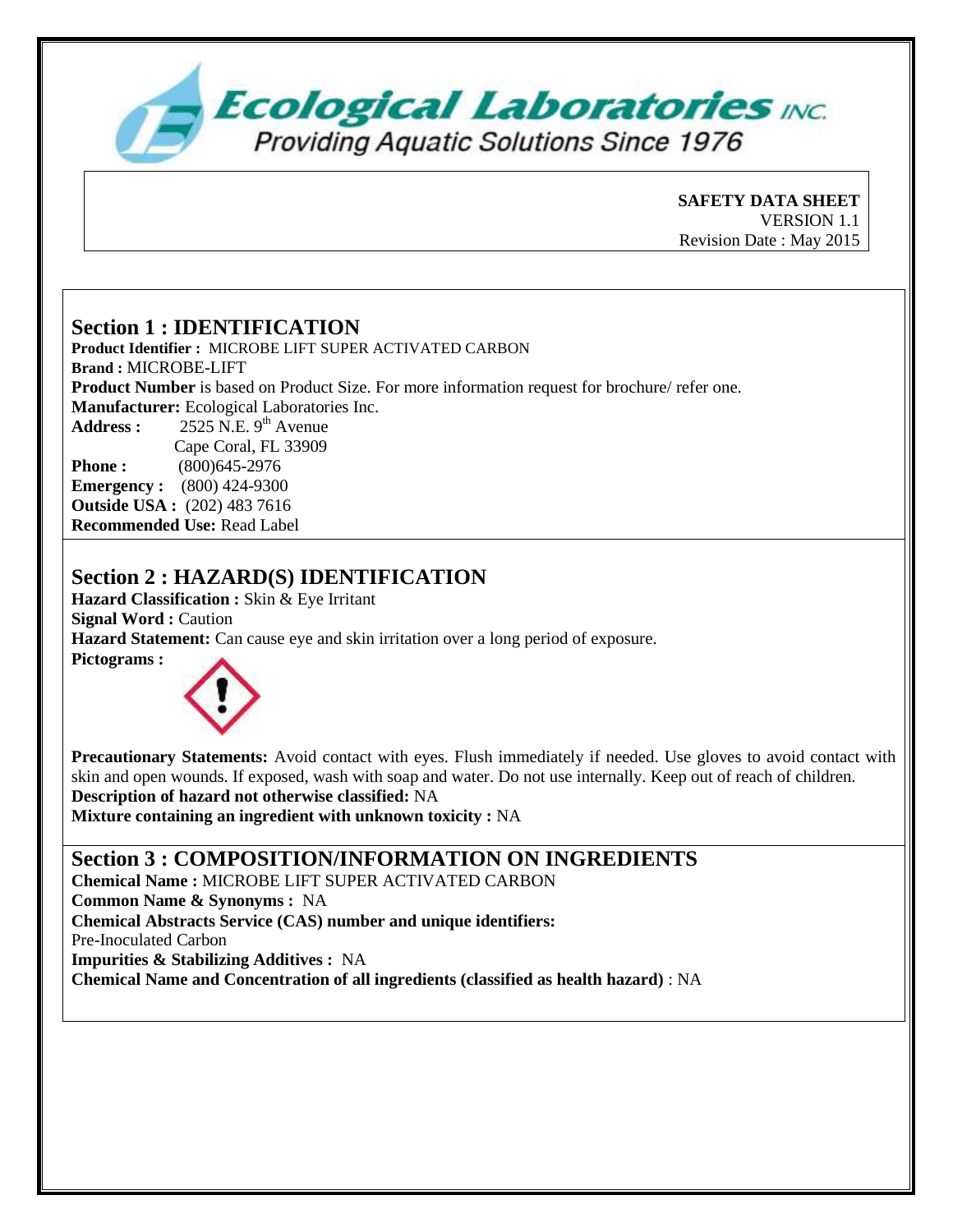# Ecological Laboratories INC.

Providing Aquatic Solutions Since 1976

**SAFETY DATA SHEET**
VERSION 1.1
Revision Date : May 2015

## Section 1 : IDENTIFICATION

**Product Identifier :** MICROBE LIFT SUPER ACTIVATED CARBON
**Brand :** MICROBE-LIFT
**Product Number** is based on Product Size. For more information request for brochure/ refer one.
**Manufacturer:** Ecological Laboratories Inc.
**Address :** 2525 N.E. 9th Avenue
Cape Coral, FL 33909
**Phone :** (800)645-2976
**Emergency :** (800) 424-9300
**Outside USA :** (202) 483 7616
**Recommended Use:** Read Label

## Section 2 : HAZARD(S) IDENTIFICATION

**Hazard Classification :** Skin & Eye Irritant
**Signal Word :** Caution
**Hazard Statement:** Can cause eye and skin irritation over a long period of exposure.
**Pictograms :**

**Precautionary Statements:** Avoid contact with eyes. Flush immediately if needed. Use gloves to avoid contact with skin and open wounds. If exposed, wash with soap and water. Do not use internally. Keep out of reach of children.
**Description of hazard not otherwise classified:** NA
**Mixture containing an ingredient with unknown toxicity :** NA

## Section 3 : COMPOSITION/INFORMATION ON INGREDIENTS

**Chemical Name :** MICROBE LIFT SUPER ACTIVATED CARBON
**Common Name & Synonyms :** NA
**Chemical Abstracts Service (CAS) number and unique identifiers:**
Pre-Inoculated Carbon
**Impurities & Stabilizing Additives :** NA
**Chemical Name and Concentration of all ingredients (classified as health hazard)** : NA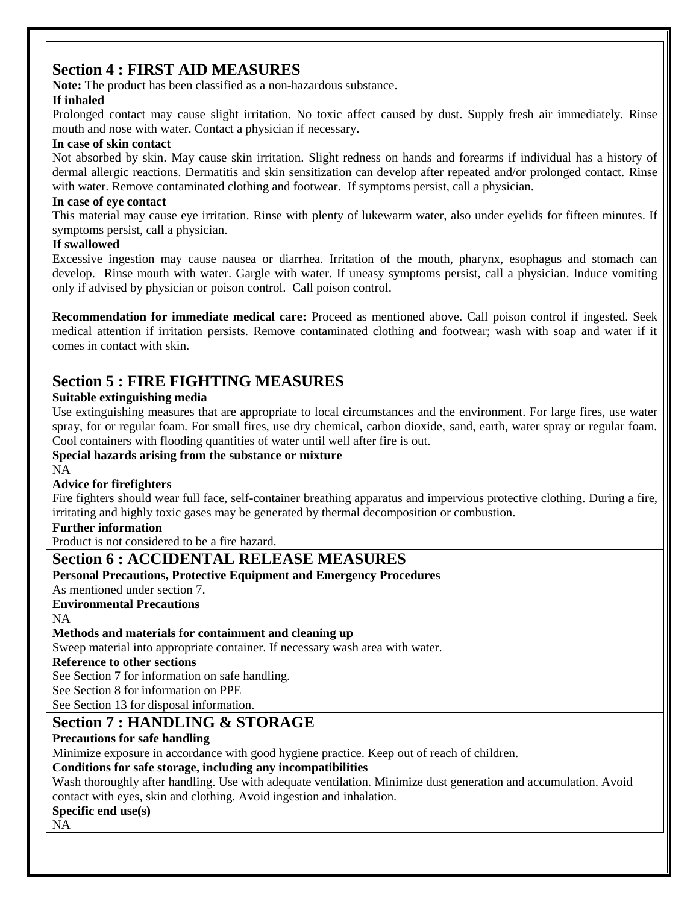## Section 4 : FIRST AID MEASURES

**Note:** The product has been classified as a non-hazardous substance.

**If inhaled**

Prolonged contact may cause slight irritation. No toxic affect caused by dust. Supply fresh air immediately. Rinse mouth and nose with water. Contact a physician if necessary.

**In case of skin contact**

Not absorbed by skin. May cause skin irritation. Slight redness on hands and forearms if individual has a history of dermal allergic reactions. Dermatitis and skin sensitization can develop after repeated and/or prolonged contact. Rinse with water. Remove contaminated clothing and footwear. If symptoms persist, call a physician.

**In case of eye contact**

This material may cause eye irritation. Rinse with plenty of lukewarm water, also under eyelids for fifteen minutes. If symptoms persist, call a physician.

**If swallowed**

Excessive ingestion may cause nausea or diarrhea. Irritation of the mouth, pharynx, esophagus and stomach can develop. Rinse mouth with water. Gargle with water. If uneasy symptoms persist, call a physician. Induce vomiting only if advised by physician or poison control. Call poison control.

**Recommendation for immediate medical care:** Proceed as mentioned above. Call poison control if ingested. Seek medical attention if irritation persists. Remove contaminated clothing and footwear; wash with soap and water if it comes in contact with skin.

## Section 5 : FIRE FIGHTING MEASURES

**Suitable extinguishing media**

Use extinguishing measures that are appropriate to local circumstances and the environment. For large fires, use water spray, for or regular foam. For small fires, use dry chemical, carbon dioxide, sand, earth, water spray or regular foam. Cool containers with flooding quantities of water until well after fire is out.

**Special hazards arising from the substance or mixture**

NA

**Advice for firefighters**

Fire fighters should wear full face, self-container breathing apparatus and impervious protective clothing. During a fire, irritating and highly toxic gases may be generated by thermal decomposition or combustion.

**Further information**

Product is not considered to be a fire hazard.

## Section 6 : ACCIDENTAL RELEASE MEASURES

**Personal Precautions, Protective Equipment and Emergency Procedures**

As mentioned under section 7.

**Environmental Precautions**

NA

**Methods and materials for containment and cleaning up**

Sweep material into appropriate container. If necessary wash area with water.

**Reference to other sections**

See Section 7 for information on safe handling.
See Section 8 for information on PPE
See Section 13 for disposal information.

## Section 7 : HANDLING & STORAGE

**Precautions for safe handling**

Minimize exposure in accordance with good hygiene practice. Keep out of reach of children.

**Conditions for safe storage, including any incompatibilities**

Wash thoroughly after handling. Use with adequate ventilation. Minimize dust generation and accumulation. Avoid contact with eyes, skin and clothing. Avoid ingestion and inhalation.

**Specific end use(s)**

NA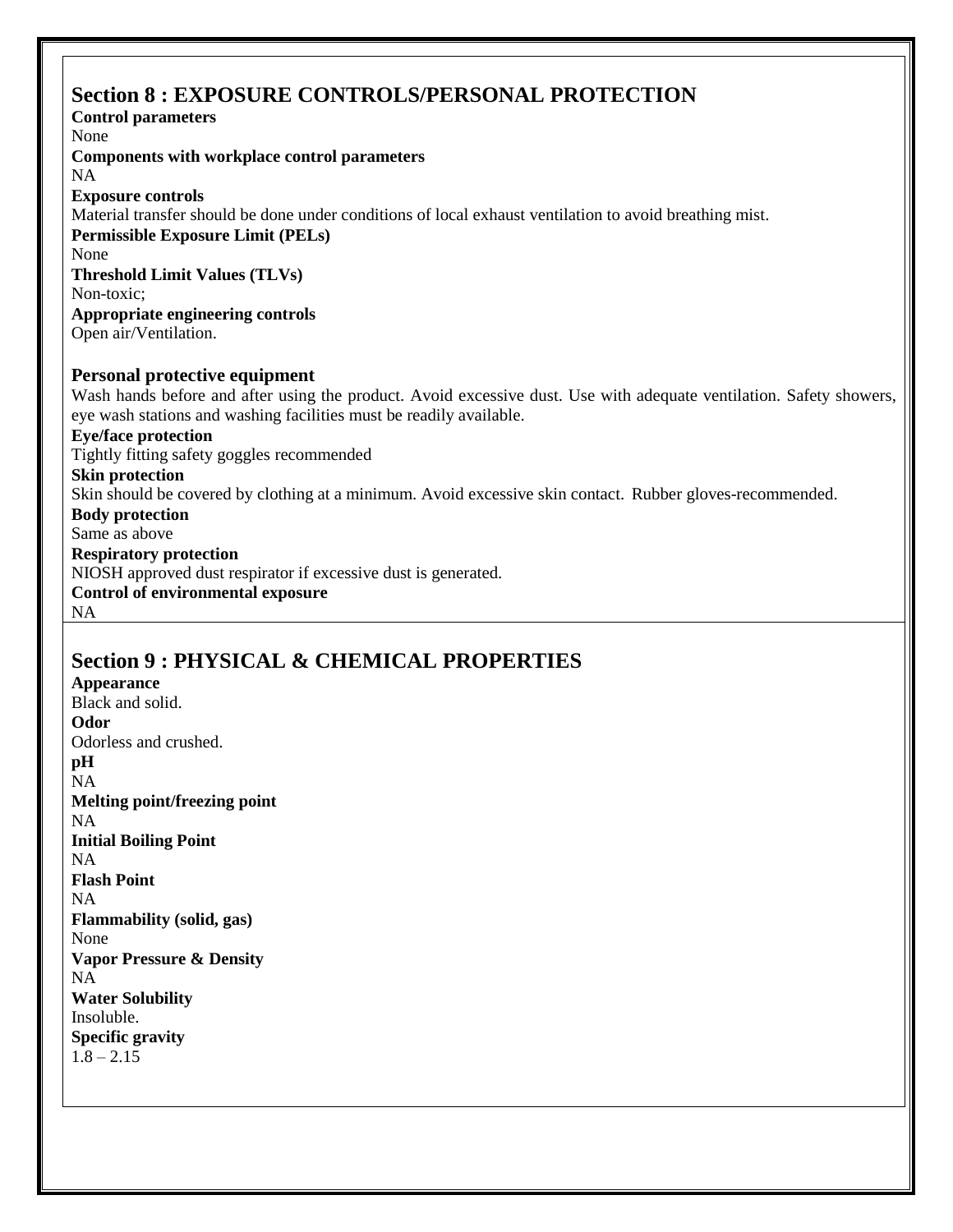## Section 8 : EXPOSURE CONTROLS/PERSONAL PROTECTION

**Control parameters**

None

**Components with workplace control parameters**

NA

**Exposure controls**

Material transfer should be done under conditions of local exhaust ventilation to avoid breathing mist.

**Permissible Exposure Limit (PELs)**

None

**Threshold Limit Values (TLVs)**

Non-toxic;

**Appropriate engineering controls**

Open air/Ventilation.

### Personal protective equipment

Wash hands before and after using the product. Avoid excessive dust. Use with adequate ventilation. Safety showers, eye wash stations and washing facilities must be readily available.

**Eye/face protection**

Tightly fitting safety goggles recommended

**Skin protection**

Skin should be covered by clothing at a minimum. Avoid excessive skin contact. Rubber gloves-recommended.

**Body protection**

Same as above

**Respiratory protection**

NIOSH approved dust respirator if excessive dust is generated.

**Control of environmental exposure**

NA

## Section 9 : PHYSICAL & CHEMICAL PROPERTIES

**Appearance**

Black and solid.

**Odor**

Odorless and crushed.

**pH**

NA

**Melting point/freezing point**

NA

**Initial Boiling Point**

NA

**Flash Point**

NA

**Flammability (solid, gas)**

None

**Vapor Pressure & Density**

NA

**Water Solubility**

Insoluble.

**Specific gravity**

1.8 – 2.15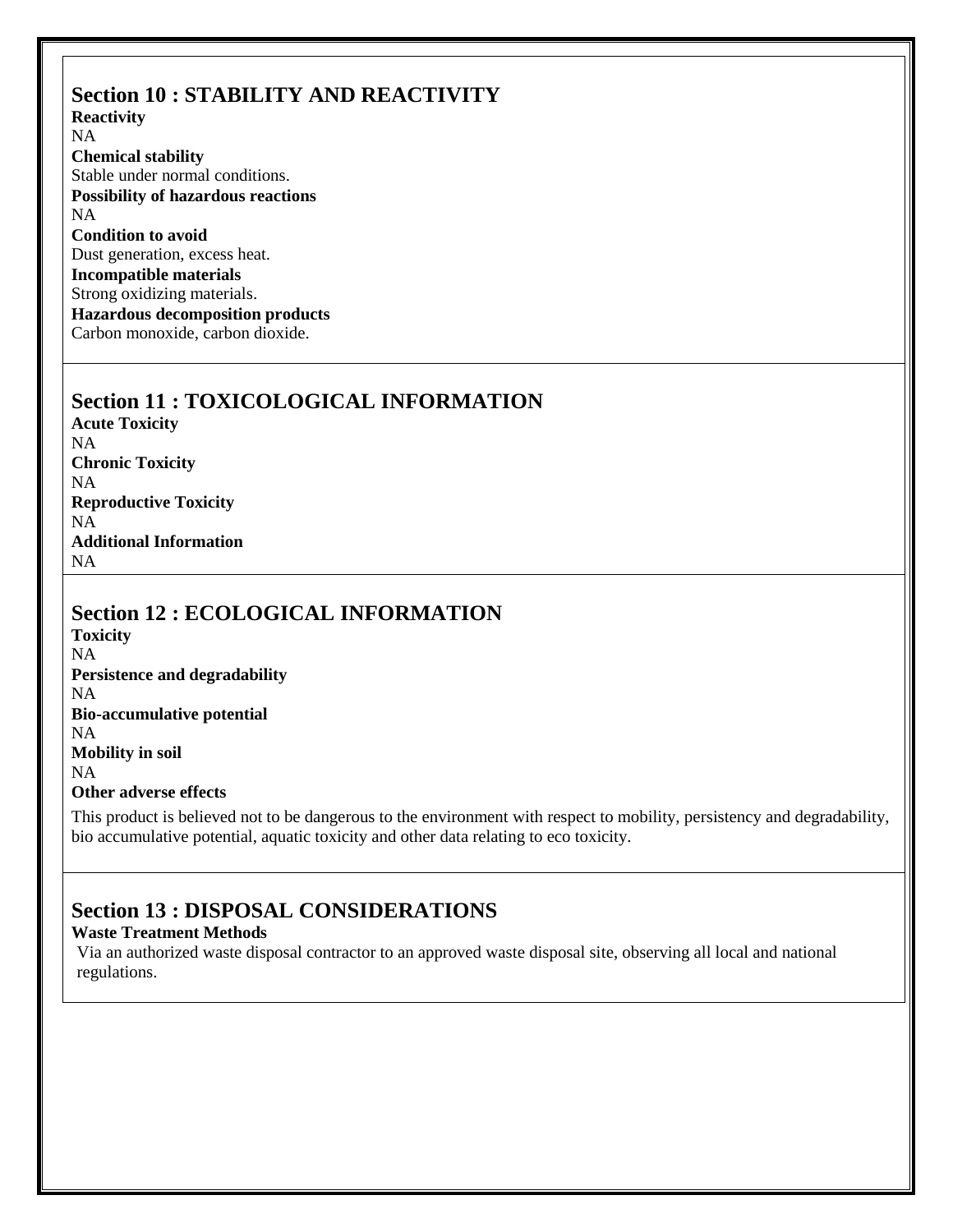## Section 10 : STABILITY AND REACTIVITY

**Reactivity**
NA

**Chemical stability**
Stable under normal conditions.

**Possibility of hazardous reactions**
NA

**Condition to avoid**
Dust generation, excess heat.

**Incompatible materials**
Strong oxidizing materials.

**Hazardous decomposition products**
Carbon monoxide, carbon dioxide.

## Section 11 : TOXICOLOGICAL INFORMATION

**Acute Toxicity**
NA

**Chronic Toxicity**
NA

**Reproductive Toxicity**
NA

**Additional Information**
NA

## Section 12 : ECOLOGICAL INFORMATION

**Toxicity**
NA

**Persistence and degradability**
NA

**Bio-accumulative potential**
NA

**Mobility in soil**
NA

**Other adverse effects**

This product is believed not to be dangerous to the environment with respect to mobility, persistency and degradability, bio accumulative potential, aquatic toxicity and other data relating to eco toxicity.

## Section 13 : DISPOSAL CONSIDERATIONS

**Waste Treatment Methods**

Via an authorized waste disposal contractor to an approved waste disposal site, observing all local and national regulations.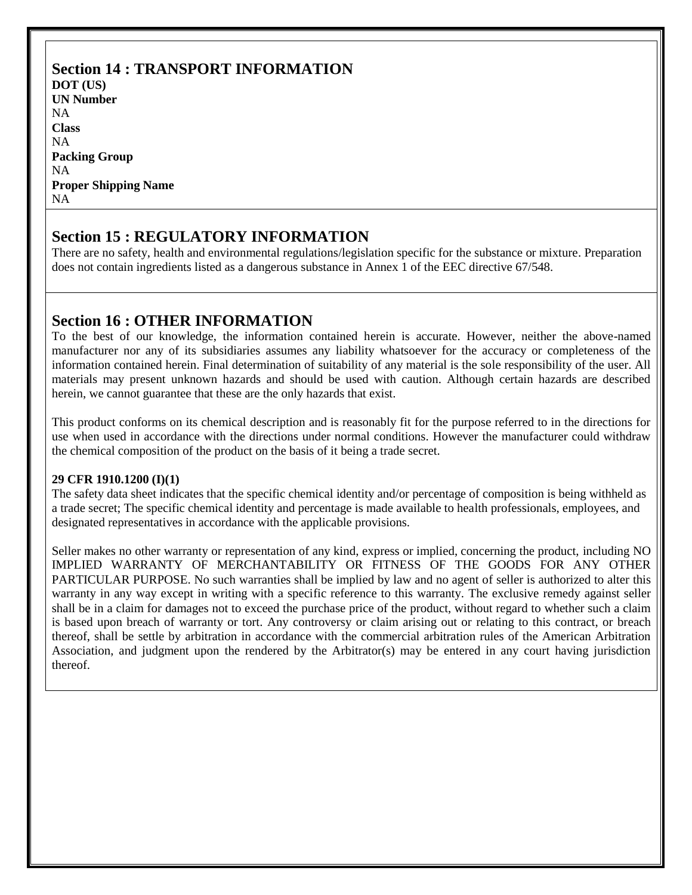## Section 14 : TRANSPORT INFORMATION

**DOT (US)**

**UN Number**

NA

**Class**

NA

**Packing Group**

NA

**Proper Shipping Name**

NA

## Section 15 : REGULATORY INFORMATION

There are no safety, health and environmental regulations/legislation specific for the substance or mixture. Preparation does not contain ingredients listed as a dangerous substance in Annex 1 of the EEC directive 67/548.

## Section 16 : OTHER INFORMATION

To the best of our knowledge, the information contained herein is accurate. However, neither the above-named manufacturer nor any of its subsidiaries assumes any liability whatsoever for the accuracy or completeness of the information contained herein. Final determination of suitability of any material is the sole responsibility of the user. All materials may present unknown hazards and should be used with caution. Although certain hazards are described herein, we cannot guarantee that these are the only hazards that exist.

This product conforms on its chemical description and is reasonably fit for the purpose referred to in the directions for use when used in accordance with the directions under normal conditions. However the manufacturer could withdraw the chemical composition of the product on the basis of it being a trade secret.

**29 CFR 1910.1200 (I)(1)**

The safety data sheet indicates that the specific chemical identity and/or percentage of composition is being withheld as a trade secret; The specific chemical identity and percentage is made available to health professionals, employees, and designated representatives in accordance with the applicable provisions.

Seller makes no other warranty or representation of any kind, express or implied, concerning the product, including NO IMPLIED WARRANTY OF MERCHANTABILITY OR FITNESS OF THE GOODS FOR ANY OTHER PARTICULAR PURPOSE. No such warranties shall be implied by law and no agent of seller is authorized to alter this warranty in any way except in writing with a specific reference to this warranty. The exclusive remedy against seller shall be in a claim for damages not to exceed the purchase price of the product, without regard to whether such a claim is based upon breach of warranty or tort. Any controversy or claim arising out or relating to this contract, or breach thereof, shall be settle by arbitration in accordance with the commercial arbitration rules of the American Arbitration Association, and judgment upon the rendered by the Arbitrator(s) may be entered in any court having jurisdiction thereof.